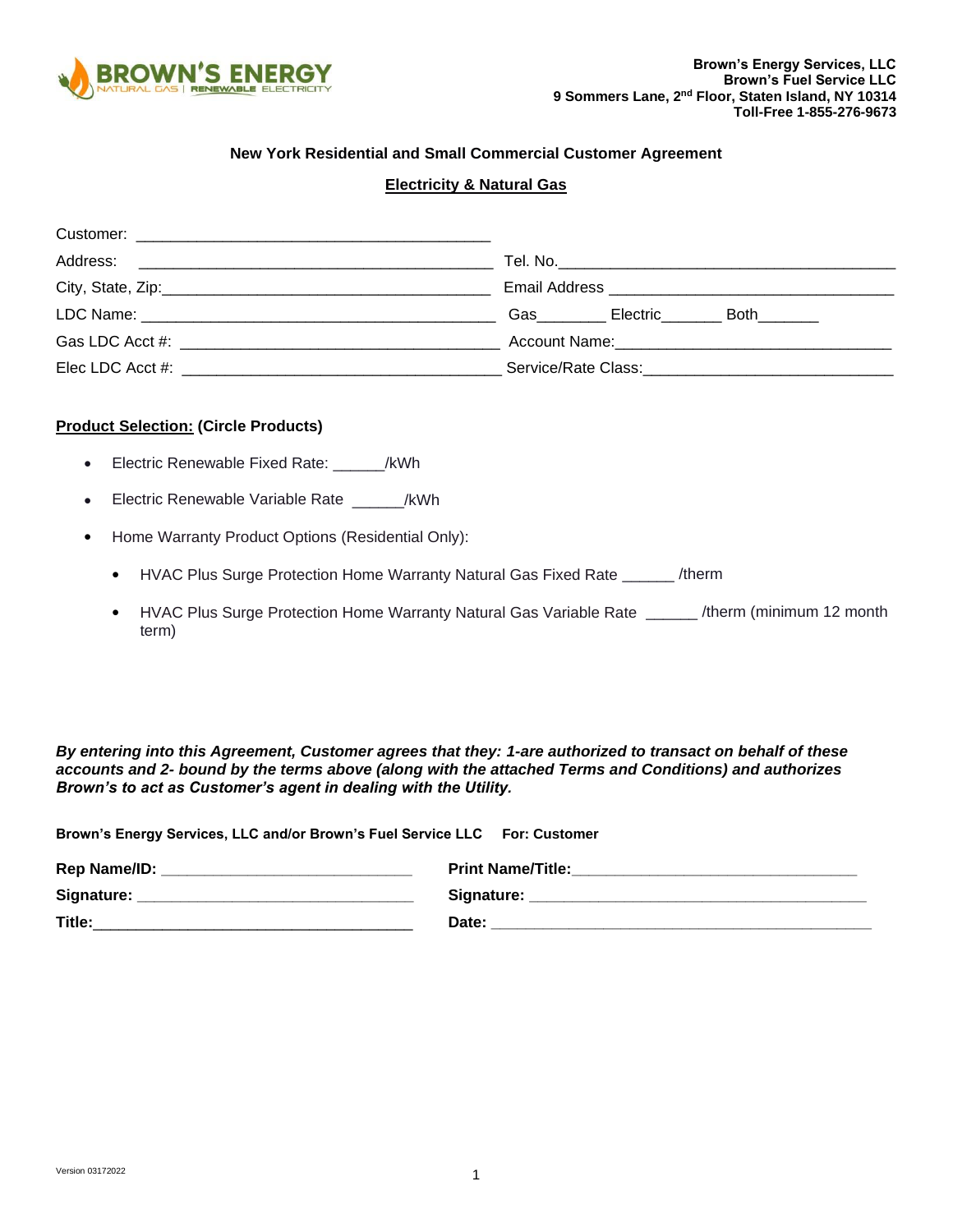**Brown's Energy Services, LLC**
**Brown's Fuel Service LLC**
**9 Sommers Lane, 2nd Floor, Staten Island, NY 10314**
**Toll-Free 1-855-276-9673**

**New York Residential and Small Commercial Customer Agreement**

**Electricity & Natural Gas**

Customer: ________________________________________

Address: ________________________________________ Tel. No.________________________________________

City, State, Zip:____________________________________ Email Address ________________________________

LDC Name: ________________________________________ Gas________ Electric_______ Both_______

Gas LDC Acct #: ____________________________________ Account Name:_______________________________

Elec LDC Acct #: ____________________________________ Service/Rate Class:____________________________

**Product Selection:** **(Circle Products)**

- Electric Renewable Fixed Rate: ______/kWh
- Electric Renewable Variable Rate ______/kWh
- Home Warranty Product Options (Residential Only):
  - HVAC Plus Surge Protection Home Warranty Natural Gas Fixed Rate ______ /therm
  - HVAC Plus Surge Protection Home Warranty Natural Gas Variable Rate ______ /therm (minimum 12 month term)

***By entering into this Agreement, Customer agrees that they: 1-are authorized to transact on behalf of these accounts and 2- bound by the terms above (along with the attached Terms and Conditions) and authorizes Brown's to act as Customer's agent in dealing with the Utility.***

**Brown's Energy Services, LLC and/or Brown's Fuel Service LLC** **For: Customer**

**Rep Name/ID:** ____________________________ **Print Name/Title:**________________________________

**Signature:** ______________________________ **Signature:** _____________________________________

**Title:**__________________________________ **Date:** _________________________________________

Version 03172022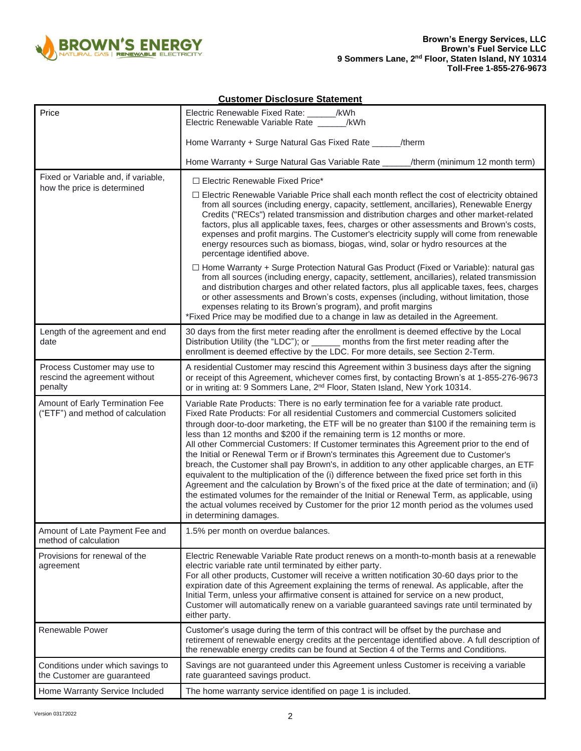**Brown's Energy Services, LLC**
**Brown's Fuel Service LLC**
**9 Sommers Lane, 2nd Floor, Staten Island, NY 10314**
**Toll-Free 1-855-276-9673**

## Customer Disclosure Statement

| | |
|---|---|
| Price | Electric Renewable Fixed Rate: ______/kWh<br>Electric Renewable Variable Rate ______/kWh<br><br>Home Warranty + Surge Natural Gas Fixed Rate ______/therm<br><br>Home Warranty + Surge Natural Gas Variable Rate ______/therm (minimum 12 month term) |
| Fixed or Variable and, if variable, how the price is determined | ☐ Electric Renewable Fixed Price*<br><br>☐ Electric Renewable Variable Price shall each month reflect the cost of electricity obtained from all sources (including energy, capacity, settlement, ancillaries), Renewable Energy Credits ("RECs") related transmission and distribution charges and other market-related factors, plus all applicable taxes, fees, charges or other assessments and Brown's costs, expenses and profit margins. The Customer's electricity supply will come from renewable energy resources such as biomass, biogas, wind, solar or hydro resources at the percentage identified above.<br><br>☐ Home Warranty + Surge Protection Natural Gas Product (Fixed or Variable): natural gas from all sources (including energy, capacity, settlement, ancillaries), related transmission and distribution charges and other related factors, plus all applicable taxes, fees, charges or other assessments and Brown's costs, expenses (including, without limitation, those expenses relating to its Brown's program), and profit margins<br>*Fixed Price may be modified due to a change in law as detailed in the Agreement. |
| Length of the agreement and end date | 30 days from the first meter reading after the enrollment is deemed effective by the Local Distribution Utility (the "LDC"); or ______ months from the first meter reading after the enrollment is deemed effective by the LDC. For more details, see Section 2-Term. |
| Process Customer may use to rescind the agreement without penalty | A residential Customer may rescind this Agreement within 3 business days after the signing or receipt of this Agreement, whichever comes first, by contacting Brown's at 1-855-276-9673 or in writing at: 9 Sommers Lane, 2nd Floor, Staten Island, New York 10314. |
| Amount of Early Termination Fee ("ETF") and method of calculation | Variable Rate Products: There is no early termination fee for a variable rate product.<br>Fixed Rate Products: For all residential Customers and commercial Customers solicited through door-to-door marketing, the ETF will be no greater than $100 if the remaining term is less than 12 months and $200 if the remaining term is 12 months or more.<br>All other Commercial Customers: If Customer terminates this Agreement prior to the end of the Initial or Renewal Term or if Brown's terminates this Agreement due to Customer's breach, the Customer shall pay Brown's, in addition to any other applicable charges, an ETF equivalent to the multiplication of the (i) difference between the fixed price set forth in this Agreement and the calculation by Brown's of the fixed price at the date of termination; and (ii) the estimated volumes for the remainder of the Initial or Renewal Term, as applicable, using the actual volumes received by Customer for the prior 12 month period as the volumes used in determining damages. |
| Amount of Late Payment Fee and method of calculation | 1.5% per month on overdue balances. |
| Provisions for renewal of the agreement | Electric Renewable Variable Rate product renews on a month-to-month basis at a renewable electric variable rate until terminated by either party.<br>For all other products, Customer will receive a written notification 30-60 days prior to the expiration date of this Agreement explaining the terms of renewal. As applicable, after the Initial Term, unless your affirmative consent is attained for service on a new product, Customer will automatically renew on a variable guaranteed savings rate until terminated by either party. |
| Renewable Power | Customer's usage during the term of this contract will be offset by the purchase and retirement of renewable energy credits at the percentage identified above. A full description of the renewable energy credits can be found at Section 4 of the Terms and Conditions. |
| Conditions under which savings to the Customer are guaranteed | Savings are not guaranteed under this Agreement unless Customer is receiving a variable rate guaranteed savings product. |
| Home Warranty Service Included | The home warranty service identified on page 1 is included. |

Version 03172022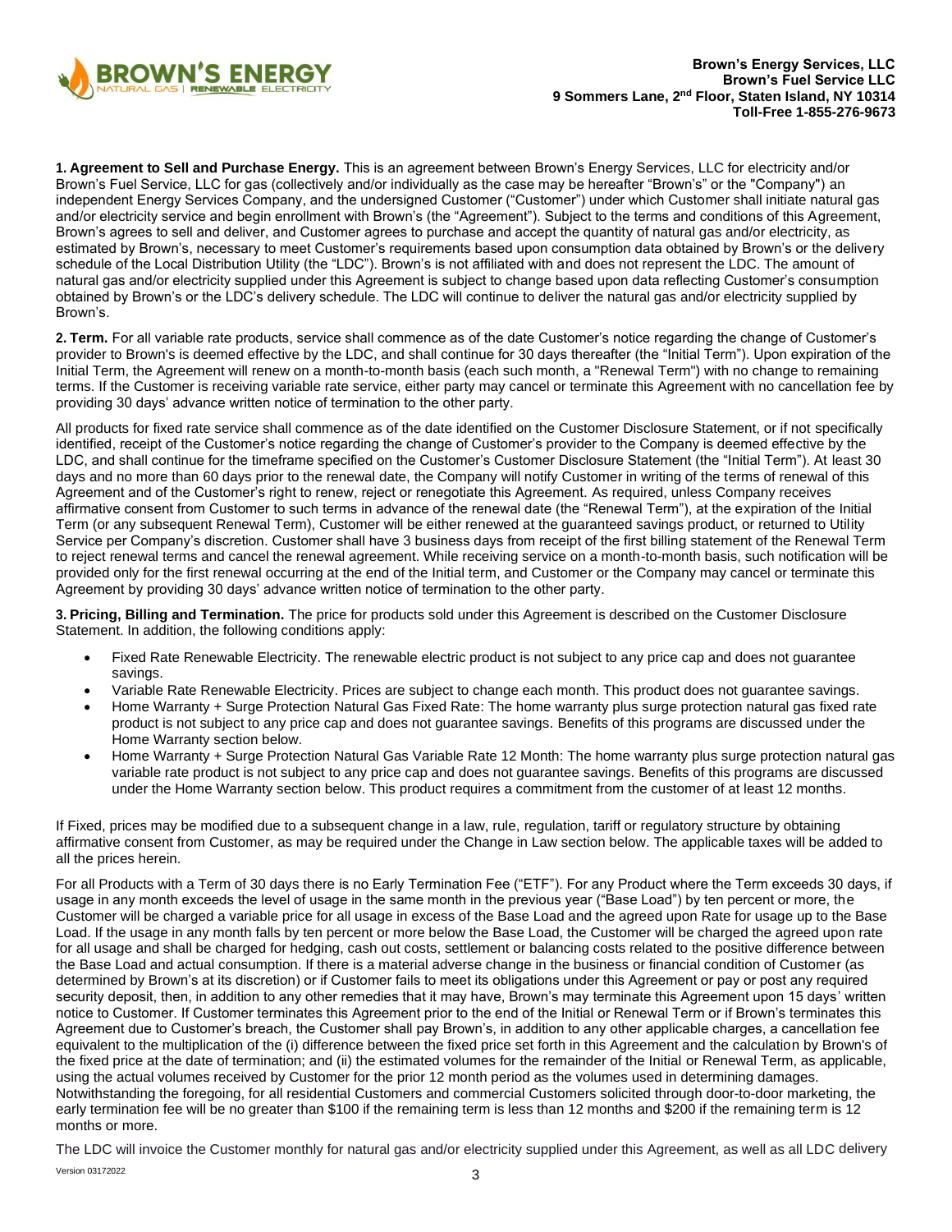**Brown's Energy Services, LLC**
**Brown's Fuel Service LLC**
**9 Sommers Lane, 2nd Floor, Staten Island, NY 10314**
**Toll-Free 1-855-276-9673**

**1. Agreement to Sell and Purchase Energy.** This is an agreement between Brown's Energy Services, LLC for electricity and/or Brown's Fuel Service, LLC for gas (collectively and/or individually as the case may be hereafter "Brown's" or the "Company") an independent Energy Services Company, and the undersigned Customer ("Customer") under which Customer shall initiate natural gas and/or electricity service and begin enrollment with Brown's (the "Agreement"). Subject to the terms and conditions of this Agreement, Brown's agrees to sell and deliver, and Customer agrees to purchase and accept the quantity of natural gas and/or electricity, as estimated by Brown's, necessary to meet Customer's requirements based upon consumption data obtained by Brown's or the delivery schedule of the Local Distribution Utility (the "LDC"). Brown's is not affiliated with and does not represent the LDC. The amount of natural gas and/or electricity supplied under this Agreement is subject to change based upon data reflecting Customer's consumption obtained by Brown's or the LDC's delivery schedule. The LDC will continue to deliver the natural gas and/or electricity supplied by Brown's.

**2. Term.** For all variable rate products, service shall commence as of the date Customer's notice regarding the change of Customer's provider to Brown's is deemed effective by the LDC, and shall continue for 30 days thereafter (the "Initial Term"). Upon expiration of the Initial Term, the Agreement will renew on a month-to-month basis (each such month, a "Renewal Term") with no change to remaining terms. If the Customer is receiving variable rate service, either party may cancel or terminate this Agreement with no cancellation fee by providing 30 days' advance written notice of termination to the other party.

All products for fixed rate service shall commence as of the date identified on the Customer Disclosure Statement, or if not specifically identified, receipt of the Customer's notice regarding the change of Customer's provider to the Company is deemed effective by the LDC, and shall continue for the timeframe specified on the Customer's Customer Disclosure Statement (the "Initial Term"). At least 30 days and no more than 60 days prior to the renewal date, the Company will notify Customer in writing of the terms of renewal of this Agreement and of the Customer's right to renew, reject or renegotiate this Agreement. As required, unless Company receives affirmative consent from Customer to such terms in advance of the renewal date (the "Renewal Term"), at the expiration of the Initial Term (or any subsequent Renewal Term), Customer will be either renewed at the guaranteed savings product, or returned to Utility Service per Company's discretion. Customer shall have 3 business days from receipt of the first billing statement of the Renewal Term to reject renewal terms and cancel the renewal agreement. While receiving service on a month-to-month basis, such notification will be provided only for the first renewal occurring at the end of the Initial term, and Customer or the Company may cancel or terminate this Agreement by providing 30 days' advance written notice of termination to the other party.

**3. Pricing, Billing and Termination.** The price for products sold under this Agreement is described on the Customer Disclosure Statement. In addition, the following conditions apply:

- Fixed Rate Renewable Electricity. The renewable electric product is not subject to any price cap and does not guarantee savings.
- Variable Rate Renewable Electricity. Prices are subject to change each month. This product does not guarantee savings.
- Home Warranty + Surge Protection Natural Gas Fixed Rate: The home warranty plus surge protection natural gas fixed rate product is not subject to any price cap and does not guarantee savings. Benefits of this programs are discussed under the Home Warranty section below.
- Home Warranty + Surge Protection Natural Gas Variable Rate 12 Month: The home warranty plus surge protection natural gas variable rate product is not subject to any price cap and does not guarantee savings. Benefits of this programs are discussed under the Home Warranty section below. This product requires a commitment from the customer of at least 12 months.

If Fixed, prices may be modified due to a subsequent change in a law, rule, regulation, tariff or regulatory structure by obtaining affirmative consent from Customer, as may be required under the Change in Law section below. The applicable taxes will be added to all the prices herein.

For all Products with a Term of 30 days there is no Early Termination Fee ("ETF"). For any Product where the Term exceeds 30 days, if usage in any month exceeds the level of usage in the same month in the previous year ("Base Load") by ten percent or more, the Customer will be charged a variable price for all usage in excess of the Base Load and the agreed upon Rate for usage up to the Base Load. If the usage in any month falls by ten percent or more below the Base Load, the Customer will be charged the agreed upon rate for all usage and shall be charged for hedging, cash out costs, settlement or balancing costs related to the positive difference between the Base Load and actual consumption. If there is a material adverse change in the business or financial condition of Customer (as determined by Brown's at its discretion) or if Customer fails to meet its obligations under this Agreement or pay or post any required security deposit, then, in addition to any other remedies that it may have, Brown's may terminate this Agreement upon 15 days' written notice to Customer. If Customer terminates this Agreement prior to the end of the Initial or Renewal Term or if Brown's terminates this Agreement due to Customer's breach, the Customer shall pay Brown's, in addition to any other applicable charges, a cancellation fee equivalent to the multiplication of the (i) difference between the fixed price set forth in this Agreement and the calculation by Brown's of the fixed price at the date of termination; and (ii) the estimated volumes for the remainder of the Initial or Renewal Term, as applicable, using the actual volumes received by Customer for the prior 12 month period as the volumes used in determining damages. Notwithstanding the foregoing, for all residential Customers and commercial Customers solicited through door-to-door marketing, the early termination fee will be no greater than $100 if the remaining term is less than 12 months and $200 if the remaining term is 12 months or more.

The LDC will invoice the Customer monthly for natural gas and/or electricity supplied under this Agreement, as well as all LDC delivery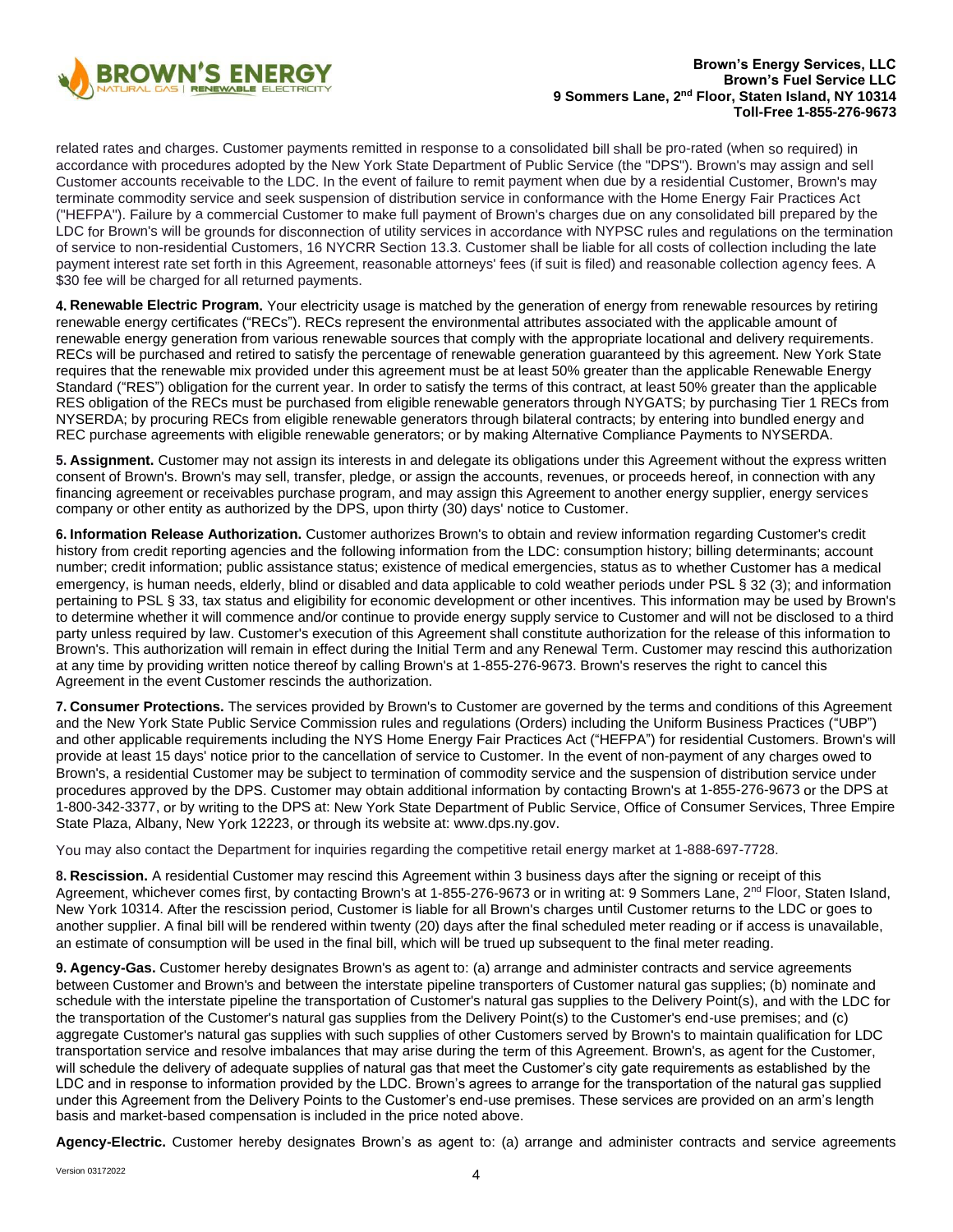related rates and charges. Customer payments remitted in response to a consolidated bill shall be pro-rated (when so required) in accordance with procedures adopted by the New York State Department of Public Service (the "DPS"). Brown's may assign and sell Customer accounts receivable to the LDC. In the event of failure to remit payment when due by a residential Customer, Brown's may terminate commodity service and seek suspension of distribution service in conformance with the Home Energy Fair Practices Act ("HEFPA"). Failure by a commercial Customer to make full payment of Brown's charges due on any consolidated bill prepared by the LDC for Brown's will be grounds for disconnection of utility services in accordance with NYPSC rules and regulations on the termination of service to non-residential Customers, 16 NYCRR Section 13.3. Customer shall be liable for all costs of collection including the late payment interest rate set forth in this Agreement, reasonable attorneys' fees (if suit is filed) and reasonable collection agency fees. A $30 fee will be charged for all returned payments.

**4. Renewable Electric Program.** Your electricity usage is matched by the generation of energy from renewable resources by retiring renewable energy certificates ("RECs"). RECs represent the environmental attributes associated with the applicable amount of renewable energy generation from various renewable sources that comply with the appropriate locational and delivery requirements. RECs will be purchased and retired to satisfy the percentage of renewable generation guaranteed by this agreement. New York State requires that the renewable mix provided under this agreement must be at least 50% greater than the applicable Renewable Energy Standard ("RES") obligation for the current year. In order to satisfy the terms of this contract, at least 50% greater than the applicable RES obligation of the RECs must be purchased from eligible renewable generators through NYGATS; by purchasing Tier 1 RECs from NYSERDA; by procuring RECs from eligible renewable generators through bilateral contracts; by entering into bundled energy and REC purchase agreements with eligible renewable generators; or by making Alternative Compliance Payments to NYSERDA.

**5. Assignment.** Customer may not assign its interests in and delegate its obligations under this Agreement without the express written consent of Brown's. Brown's may sell, transfer, pledge, or assign the accounts, revenues, or proceeds hereof, in connection with any financing agreement or receivables purchase program, and may assign this Agreement to another energy supplier, energy services company or other entity as authorized by the DPS, upon thirty (30) days' notice to Customer.

**6. Information Release Authorization.** Customer authorizes Brown's to obtain and review information regarding Customer's credit history from credit reporting agencies and the following information from the LDC: consumption history; billing determinants; account number; credit information; public assistance status; existence of medical emergencies, status as to whether Customer has a medical emergency, is human needs, elderly, blind or disabled and data applicable to cold weather periods under PSL § 32 (3); and information pertaining to PSL § 33, tax status and eligibility for economic development or other incentives. This information may be used by Brown's to determine whether it will commence and/or continue to provide energy supply service to Customer and will not be disclosed to a third party unless required by law. Customer's execution of this Agreement shall constitute authorization for the release of this information to Brown's. This authorization will remain in effect during the Initial Term and any Renewal Term. Customer may rescind this authorization at any time by providing written notice thereof by calling Brown's at 1-855-276-9673. Brown's reserves the right to cancel this Agreement in the event Customer rescinds the authorization.

**7. Consumer Protections.** The services provided by Brown's to Customer are governed by the terms and conditions of this Agreement and the New York State Public Service Commission rules and regulations (Orders) including the Uniform Business Practices ("UBP") and other applicable requirements including the NYS Home Energy Fair Practices Act ("HEFPA") for residential Customers. Brown's will provide at least 15 days' notice prior to the cancellation of service to Customer. In the event of non-payment of any charges owed to Brown's, a residential Customer may be subject to termination of commodity service and the suspension of distribution service under procedures approved by the DPS. Customer may obtain additional information by contacting Brown's at 1-855-276-9673 or the DPS at 1-800-342-3377, or by writing to the DPS at: New York State Department of Public Service, Office of Consumer Services, Three Empire State Plaza, Albany, New York 12223, or through its website at: www.dps.ny.gov.

You may also contact the Department for inquiries regarding the competitive retail energy market at 1-888-697-7728.

**8. Rescission.** A residential Customer may rescind this Agreement within 3 business days after the signing or receipt of this Agreement, whichever comes first, by contacting Brown's at 1-855-276-9673 or in writing at: 9 Sommers Lane, 2nd Floor, Staten Island, New York 10314. After the rescission period, Customer is liable for all Brown's charges until Customer returns to the LDC or goes to another supplier. A final bill will be rendered within twenty (20) days after the final scheduled meter reading or if access is unavailable, an estimate of consumption will be used in the final bill, which will be trued up subsequent to the final meter reading.

**9. Agency-Gas.** Customer hereby designates Brown's as agent to: (a) arrange and administer contracts and service agreements between Customer and Brown's and between the interstate pipeline transporters of Customer natural gas supplies; (b) nominate and schedule with the interstate pipeline the transportation of Customer's natural gas supplies to the Delivery Point(s), and with the LDC for the transportation of the Customer's natural gas supplies from the Delivery Point(s) to the Customer's end-use premises; and (c) aggregate Customer's natural gas supplies with such supplies of other Customers served by Brown's to maintain qualification for LDC transportation service and resolve imbalances that may arise during the term of this Agreement. Brown's, as agent for the Customer, will schedule the delivery of adequate supplies of natural gas that meet the Customer's city gate requirements as established by the LDC and in response to information provided by the LDC. Brown's agrees to arrange for the transportation of the natural gas supplied under this Agreement from the Delivery Points to the Customer's end-use premises. These services are provided on an arm's length basis and market-based compensation is included in the price noted above.

**Agency-Electric.** Customer hereby designates Brown's as agent to: (a) arrange and administer contracts and service agreements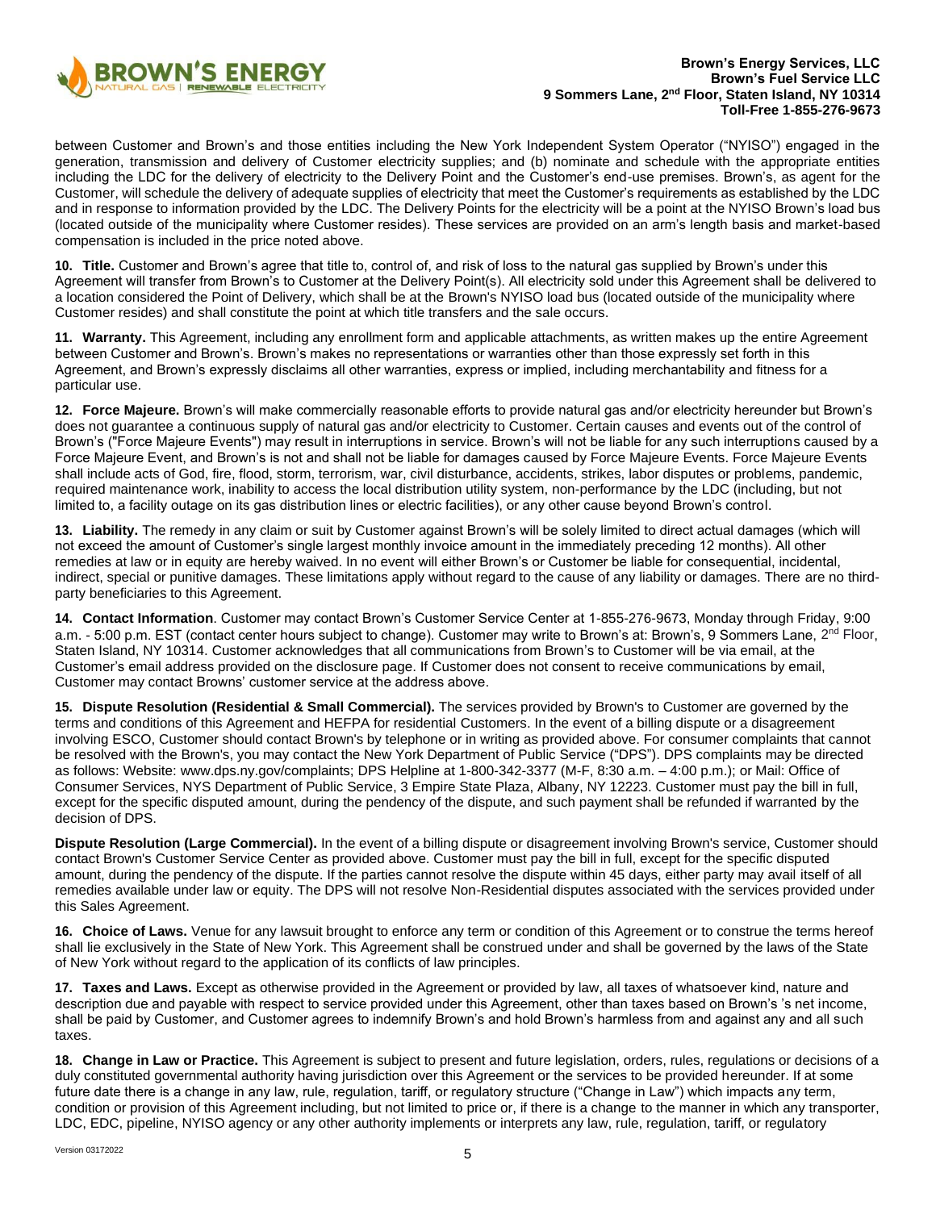between Customer and Brown's and those entities including the New York Independent System Operator ("NYISO") engaged in the generation, transmission and delivery of Customer electricity supplies; and (b) nominate and schedule with the appropriate entities including the LDC for the delivery of electricity to the Delivery Point and the Customer's end-use premises. Brown's, as agent for the Customer, will schedule the delivery of adequate supplies of electricity that meet the Customer's requirements as established by the LDC and in response to information provided by the LDC. The Delivery Points for the electricity will be a point at the NYISO Brown's load bus (located outside of the municipality where Customer resides). These services are provided on an arm's length basis and market-based compensation is included in the price noted above.

**10. Title.** Customer and Brown's agree that title to, control of, and risk of loss to the natural gas supplied by Brown's under this Agreement will transfer from Brown's to Customer at the Delivery Point(s). All electricity sold under this Agreement shall be delivered to a location considered the Point of Delivery, which shall be at the Brown's NYISO load bus (located outside of the municipality where Customer resides) and shall constitute the point at which title transfers and the sale occurs.

**11. Warranty.** This Agreement, including any enrollment form and applicable attachments, as written makes up the entire Agreement between Customer and Brown's. Brown's makes no representations or warranties other than those expressly set forth in this Agreement, and Brown's expressly disclaims all other warranties, express or implied, including merchantability and fitness for a particular use.

**12. Force Majeure.** Brown's will make commercially reasonable efforts to provide natural gas and/or electricity hereunder but Brown's does not guarantee a continuous supply of natural gas and/or electricity to Customer. Certain causes and events out of the control of Brown's ("Force Majeure Events") may result in interruptions in service. Brown's will not be liable for any such interruptions caused by a Force Majeure Event, and Brown's is not and shall not be liable for damages caused by Force Majeure Events. Force Majeure Events shall include acts of God, fire, flood, storm, terrorism, war, civil disturbance, accidents, strikes, labor disputes or problems, pandemic, required maintenance work, inability to access the local distribution utility system, non-performance by the LDC (including, but not limited to, a facility outage on its gas distribution lines or electric facilities), or any other cause beyond Brown's control.

**13. Liability.** The remedy in any claim or suit by Customer against Brown's will be solely limited to direct actual damages (which will not exceed the amount of Customer's single largest monthly invoice amount in the immediately preceding 12 months). All other remedies at law or in equity are hereby waived. In no event will either Brown's or Customer be liable for consequential, incidental, indirect, special or punitive damages. These limitations apply without regard to the cause of any liability or damages. There are no third-party beneficiaries to this Agreement.

**14. Contact Information**. Customer may contact Brown's Customer Service Center at 1-855-276-9673, Monday through Friday, 9:00 a.m. - 5:00 p.m. EST (contact center hours subject to change). Customer may write to Brown's at: Brown's, 9 Sommers Lane, 2nd Floor, Staten Island, NY 10314. Customer acknowledges that all communications from Brown's to Customer will be via email, at the Customer's email address provided on the disclosure page. If Customer does not consent to receive communications by email, Customer may contact Browns' customer service at the address above.

**15. Dispute Resolution (Residential & Small Commercial).** The services provided by Brown's to Customer are governed by the terms and conditions of this Agreement and HEFPA for residential Customers. In the event of a billing dispute or a disagreement involving ESCO, Customer should contact Brown's by telephone or in writing as provided above. For consumer complaints that cannot be resolved with the Brown's, you may contact the New York Department of Public Service ("DPS"). DPS complaints may be directed as follows: Website: www.dps.ny.gov/complaints; DPS Helpline at 1-800-342-3377 (M-F, 8:30 a.m. – 4:00 p.m.); or Mail: Office of Consumer Services, NYS Department of Public Service, 3 Empire State Plaza, Albany, NY 12223. Customer must pay the bill in full, except for the specific disputed amount, during the pendency of the dispute, and such payment shall be refunded if warranted by the decision of DPS.

**Dispute Resolution (Large Commercial).** In the event of a billing dispute or disagreement involving Brown's service, Customer should contact Brown's Customer Service Center as provided above. Customer must pay the bill in full, except for the specific disputed amount, during the pendency of the dispute. If the parties cannot resolve the dispute within 45 days, either party may avail itself of all remedies available under law or equity. The DPS will not resolve Non-Residential disputes associated with the services provided under this Sales Agreement.

**16. Choice of Laws.** Venue for any lawsuit brought to enforce any term or condition of this Agreement or to construe the terms hereof shall lie exclusively in the State of New York. This Agreement shall be construed under and shall be governed by the laws of the State of New York without regard to the application of its conflicts of law principles.

**17. Taxes and Laws.** Except as otherwise provided in the Agreement or provided by law, all taxes of whatsoever kind, nature and description due and payable with respect to service provided under this Agreement, other than taxes based on Brown's 's net income, shall be paid by Customer, and Customer agrees to indemnify Brown's and hold Brown's harmless from and against any and all such taxes.

**18. Change in Law or Practice.** This Agreement is subject to present and future legislation, orders, rules, regulations or decisions of a duly constituted governmental authority having jurisdiction over this Agreement or the services to be provided hereunder. If at some future date there is a change in any law, rule, regulation, tariff, or regulatory structure ("Change in Law") which impacts any term, condition or provision of this Agreement including, but not limited to price or, if there is a change to the manner in which any transporter, LDC, EDC, pipeline, NYISO agency or any other authority implements or interprets any law, rule, regulation, tariff, or regulatory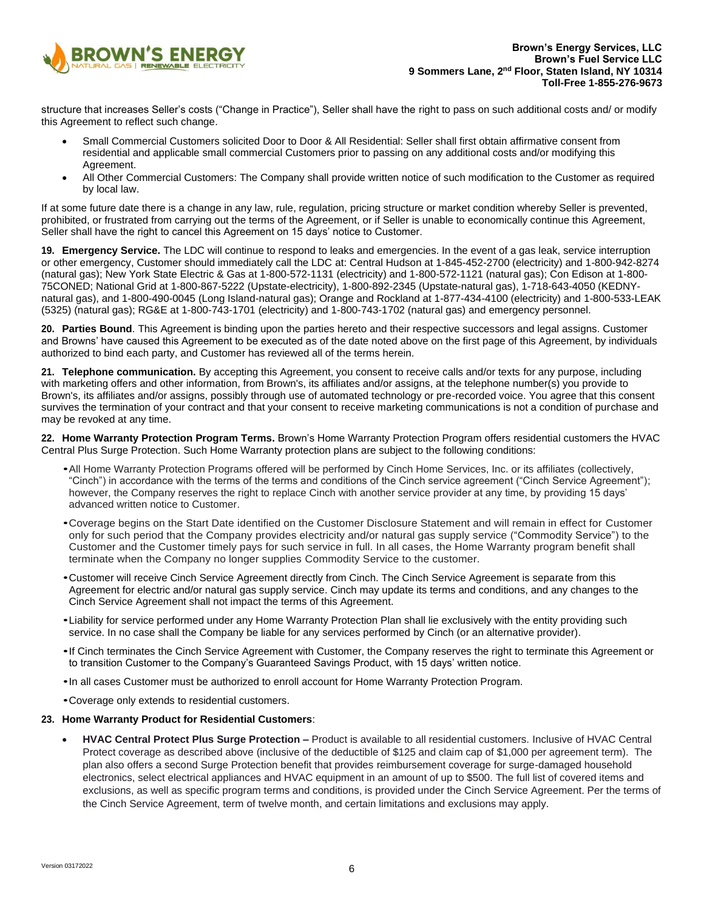structure that increases Seller's costs ("Change in Practice"), Seller shall have the right to pass on such additional costs and/ or modify this Agreement to reflect such change.

- Small Commercial Customers solicited Door to Door & All Residential: Seller shall first obtain affirmative consent from residential and applicable small commercial Customers prior to passing on any additional costs and/or modifying this Agreement.
- All Other Commercial Customers: The Company shall provide written notice of such modification to the Customer as required by local law.

If at some future date there is a change in any law, rule, regulation, pricing structure or market condition whereby Seller is prevented, prohibited, or frustrated from carrying out the terms of the Agreement, or if Seller is unable to economically continue this Agreement, Seller shall have the right to cancel this Agreement on 15 days' notice to Customer.

**19. Emergency Service.** The LDC will continue to respond to leaks and emergencies. In the event of a gas leak, service interruption or other emergency, Customer should immediately call the LDC at: Central Hudson at 1-845-452-2700 (electricity) and 1-800-942-8274 (natural gas); New York State Electric & Gas at 1-800-572-1131 (electricity) and 1-800-572-1121 (natural gas); Con Edison at 1-800-75CONED; National Grid at 1-800-867-5222 (Upstate-electricity), 1-800-892-2345 (Upstate-natural gas), 1-718-643-4050 (KEDNY-natural gas), and 1-800-490-0045 (Long Island-natural gas); Orange and Rockland at 1-877-434-4100 (electricity) and 1-800-533-LEAK (5325) (natural gas); RG&E at 1-800-743-1701 (electricity) and 1-800-743-1702 (natural gas) and emergency personnel.

**20. Parties Bound**. This Agreement is binding upon the parties hereto and their respective successors and legal assigns. Customer and Browns' have caused this Agreement to be executed as of the date noted above on the first page of this Agreement, by individuals authorized to bind each party, and Customer has reviewed all of the terms herein.

**21. Telephone communication.** By accepting this Agreement, you consent to receive calls and/or texts for any purpose, including with marketing offers and other information, from Brown's, its affiliates and/or assigns, at the telephone number(s) you provide to Brown's, its affiliates and/or assigns, possibly through use of automated technology or pre-recorded voice. You agree that this consent survives the termination of your contract and that your consent to receive marketing communications is not a condition of purchase and may be revoked at any time.

**22. Home Warranty Protection Program Terms.** Brown's Home Warranty Protection Program offers residential customers the HVAC Central Plus Surge Protection. Such Home Warranty protection plans are subject to the following conditions:

- All Home Warranty Protection Programs offered will be performed by Cinch Home Services, Inc. or its affiliates (collectively, "Cinch") in accordance with the terms of the terms and conditions of the Cinch service agreement ("Cinch Service Agreement"); however, the Company reserves the right to replace Cinch with another service provider at any time, by providing 15 days' advanced written notice to Customer.
- Coverage begins on the Start Date identified on the Customer Disclosure Statement and will remain in effect for Customer only for such period that the Company provides electricity and/or natural gas supply service ("Commodity Service") to the Customer and the Customer timely pays for such service in full. In all cases, the Home Warranty program benefit shall terminate when the Company no longer supplies Commodity Service to the customer.
- Customer will receive Cinch Service Agreement directly from Cinch. The Cinch Service Agreement is separate from this Agreement for electric and/or natural gas supply service. Cinch may update its terms and conditions, and any changes to the Cinch Service Agreement shall not impact the terms of this Agreement.
- Liability for service performed under any Home Warranty Protection Plan shall lie exclusively with the entity providing such service. In no case shall the Company be liable for any services performed by Cinch (or an alternative provider).
- If Cinch terminates the Cinch Service Agreement with Customer, the Company reserves the right to terminate this Agreement or to transition Customer to the Company's Guaranteed Savings Product, with 15 days' written notice.
- In all cases Customer must be authorized to enroll account for Home Warranty Protection Program.
- Coverage only extends to residential customers.

**23. Home Warranty Product for Residential Customers**:

- **HVAC Central Protect Plus Surge Protection –** Product is available to all residential customers. Inclusive of HVAC Central Protect coverage as described above (inclusive of the deductible of $125 and claim cap of $1,000 per agreement term). The plan also offers a second Surge Protection benefit that provides reimbursement coverage for surge-damaged household electronics, select electrical appliances and HVAC equipment in an amount of up to $500. The full list of covered items and exclusions, as well as specific program terms and conditions, is provided under the Cinch Service Agreement. Per the terms of the Cinch Service Agreement, term of twelve month, and certain limitations and exclusions may apply.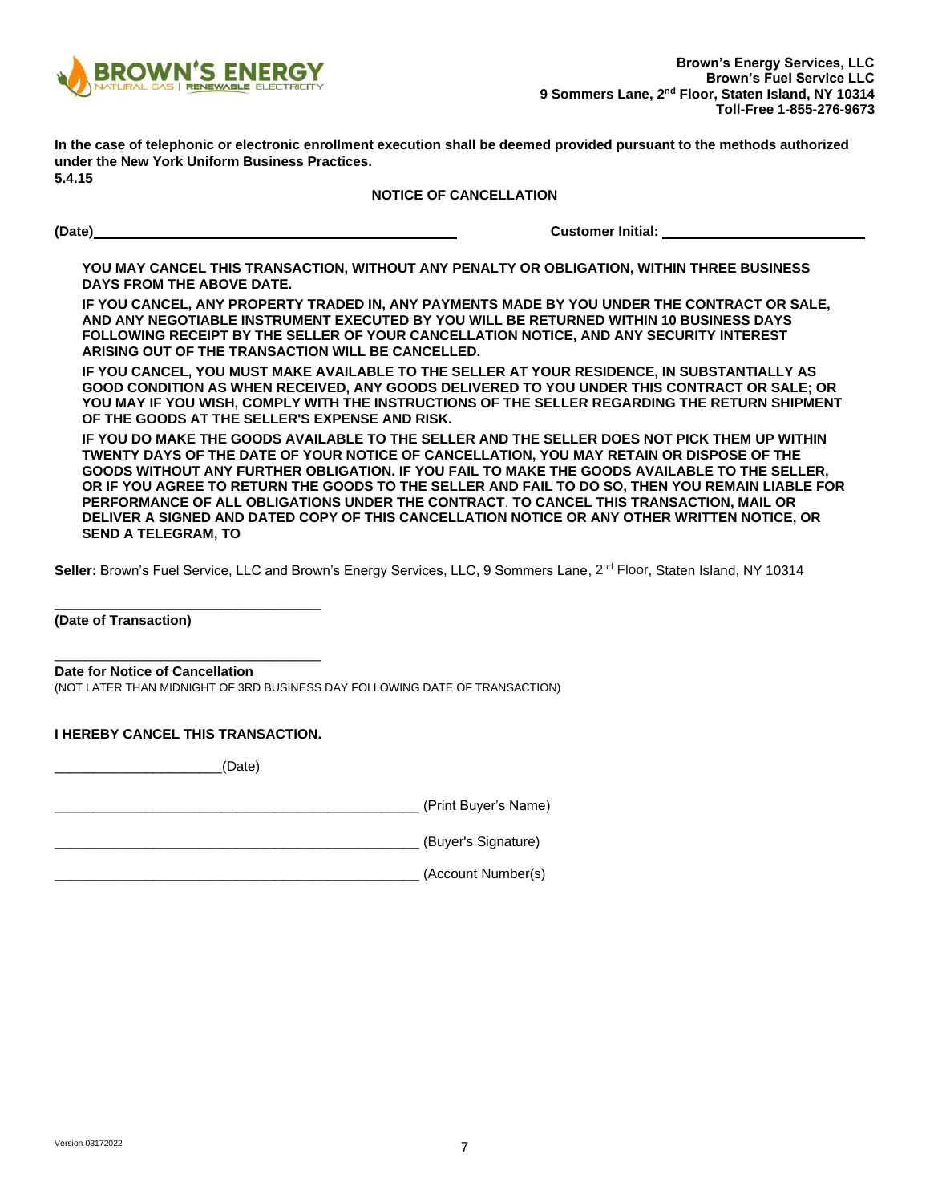**Brown's Energy Services, LLC**
**Brown's Fuel Service LLC**
**9 Sommers Lane, 2nd Floor, Staten Island, NY 10314**
**Toll-Free 1-855-276-9673**

**In the case of telephonic or electronic enrollment execution shall be deemed provided pursuant to the methods authorized under the New York Uniform Business Practices.**
**5.4.15**

## NOTICE OF CANCELLATION

**(Date)**\_\_\_\_\_\_\_\_\_\_\_\_\_\_\_\_\_\_\_\_\_\_\_\_\_\_\_\_\_\_\_\_\_\_\_\_ **Customer Initial:** \_\_\_\_\_\_\_\_\_\_\_\_\_\_\_\_\_\_\_\_\_\_

**YOU MAY CANCEL THIS TRANSACTION, WITHOUT ANY PENALTY OR OBLIGATION, WITHIN THREE BUSINESS DAYS FROM THE ABOVE DATE.**

**IF YOU CANCEL, ANY PROPERTY TRADED IN, ANY PAYMENTS MADE BY YOU UNDER THE CONTRACT OR SALE, AND ANY NEGOTIABLE INSTRUMENT EXECUTED BY YOU WILL BE RETURNED WITHIN 10 BUSINESS DAYS FOLLOWING RECEIPT BY THE SELLER OF YOUR CANCELLATION NOTICE, AND ANY SECURITY INTEREST ARISING OUT OF THE TRANSACTION WILL BE CANCELLED.**

**IF YOU CANCEL, YOU MUST MAKE AVAILABLE TO THE SELLER AT YOUR RESIDENCE, IN SUBSTANTIALLY AS GOOD CONDITION AS WHEN RECEIVED, ANY GOODS DELIVERED TO YOU UNDER THIS CONTRACT OR SALE; OR YOU MAY IF YOU WISH, COMPLY WITH THE INSTRUCTIONS OF THE SELLER REGARDING THE RETURN SHIPMENT OF THE GOODS AT THE SELLER'S EXPENSE AND RISK.**

**IF YOU DO MAKE THE GOODS AVAILABLE TO THE SELLER AND THE SELLER DOES NOT PICK THEM UP WITHIN TWENTY DAYS OF THE DATE OF YOUR NOTICE OF CANCELLATION, YOU MAY RETAIN OR DISPOSE OF THE GOODS WITHOUT ANY FURTHER OBLIGATION. IF YOU FAIL TO MAKE THE GOODS AVAILABLE TO THE SELLER, OR IF YOU AGREE TO RETURN THE GOODS TO THE SELLER AND FAIL TO DO SO, THEN YOU REMAIN LIABLE FOR PERFORMANCE OF ALL OBLIGATIONS UNDER THE CONTRACT. TO CANCEL THIS TRANSACTION, MAIL OR DELIVER A SIGNED AND DATED COPY OF THIS CANCELLATION NOTICE OR ANY OTHER WRITTEN NOTICE, OR SEND A TELEGRAM, TO**

**Seller:** Brown's Fuel Service, LLC and Brown's Energy Services, LLC, 9 Sommers Lane, 2nd Floor, Staten Island, NY 10314

\_\_\_\_\_\_\_\_\_\_\_\_\_\_\_\_\_\_\_\_\_\_\_\_\_\_\_\_\_\_
**(Date of Transaction)**

\_\_\_\_\_\_\_\_\_\_\_\_\_\_\_\_\_\_\_\_\_\_\_\_\_\_\_\_\_\_
**Date for Notice of Cancellation**
(NOT LATER THAN MIDNIGHT OF 3RD BUSINESS DAY FOLLOWING DATE OF TRANSACTION)

**I HEREBY CANCEL THIS TRANSACTION.**

\_\_\_\_\_\_\_\_\_\_\_\_\_\_\_\_\_\_\_\_(Date)

\_\_\_\_\_\_\_\_\_\_\_\_\_\_\_\_\_\_\_\_\_\_\_\_\_\_\_\_\_\_\_\_\_\_\_\_\_\_\_\_\_\_\_\_ (Print Buyer's Name)

\_\_\_\_\_\_\_\_\_\_\_\_\_\_\_\_\_\_\_\_\_\_\_\_\_\_\_\_\_\_\_\_\_\_\_\_\_\_\_\_\_\_\_\_ (Buyer's Signature)

\_\_\_\_\_\_\_\_\_\_\_\_\_\_\_\_\_\_\_\_\_\_\_\_\_\_\_\_\_\_\_\_\_\_\_\_\_\_\_\_\_\_\_\_ (Account Number(s)

Version 03172022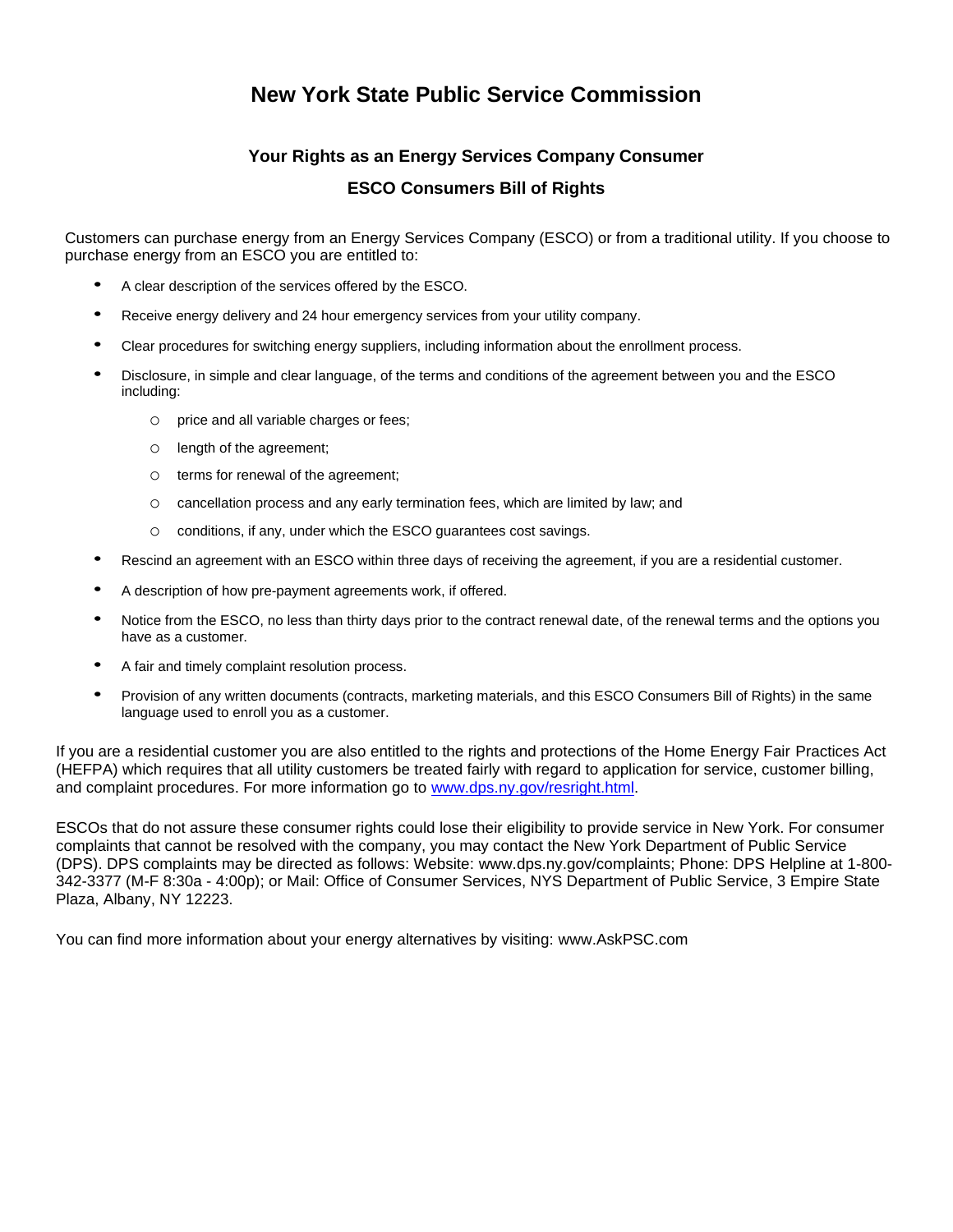# New York State Public Service Commission

### Your Rights as an Energy Services Company Consumer

### ESCO Consumers Bill of Rights

Customers can purchase energy from an Energy Services Company (ESCO) or from a traditional utility. If you choose to purchase energy from an ESCO you are entitled to:

- A clear description of the services offered by the ESCO.
- Receive energy delivery and 24 hour emergency services from your utility company.
- Clear procedures for switching energy suppliers, including information about the enrollment process.
- Disclosure, in simple and clear language, of the terms and conditions of the agreement between you and the ESCO including:
  - price and all variable charges or fees;
  - length of the agreement;
  - terms for renewal of the agreement;
  - cancellation process and any early termination fees, which are limited by law; and
  - conditions, if any, under which the ESCO guarantees cost savings.
- Rescind an agreement with an ESCO within three days of receiving the agreement, if you are a residential customer.
- A description of how pre-payment agreements work, if offered.
- Notice from the ESCO, no less than thirty days prior to the contract renewal date, of the renewal terms and the options you have as a customer.
- A fair and timely complaint resolution process.
- Provision of any written documents (contracts, marketing materials, and this ESCO Consumers Bill of Rights) in the same language used to enroll you as a customer.

If you are a residential customer you are also entitled to the rights and protections of the Home Energy Fair Practices Act (HEFPA) which requires that all utility customers be treated fairly with regard to application for service, customer billing, and complaint procedures. For more information go to [www.dps.ny.gov/resright.html](www.dps.ny.gov/resright.html).

ESCOs that do not assure these consumer rights could lose their eligibility to provide service in New York. For consumer complaints that cannot be resolved with the company, you may contact the New York Department of Public Service (DPS). DPS complaints may be directed as follows: Website: www.dps.ny.gov/complaints; Phone: DPS Helpline at 1-800-342-3377 (M-F 8:30a - 4:00p); or Mail: Office of Consumer Services, NYS Department of Public Service, 3 Empire State Plaza, Albany, NY 12223.

You can find more information about your energy alternatives by visiting: www.AskPSC.com